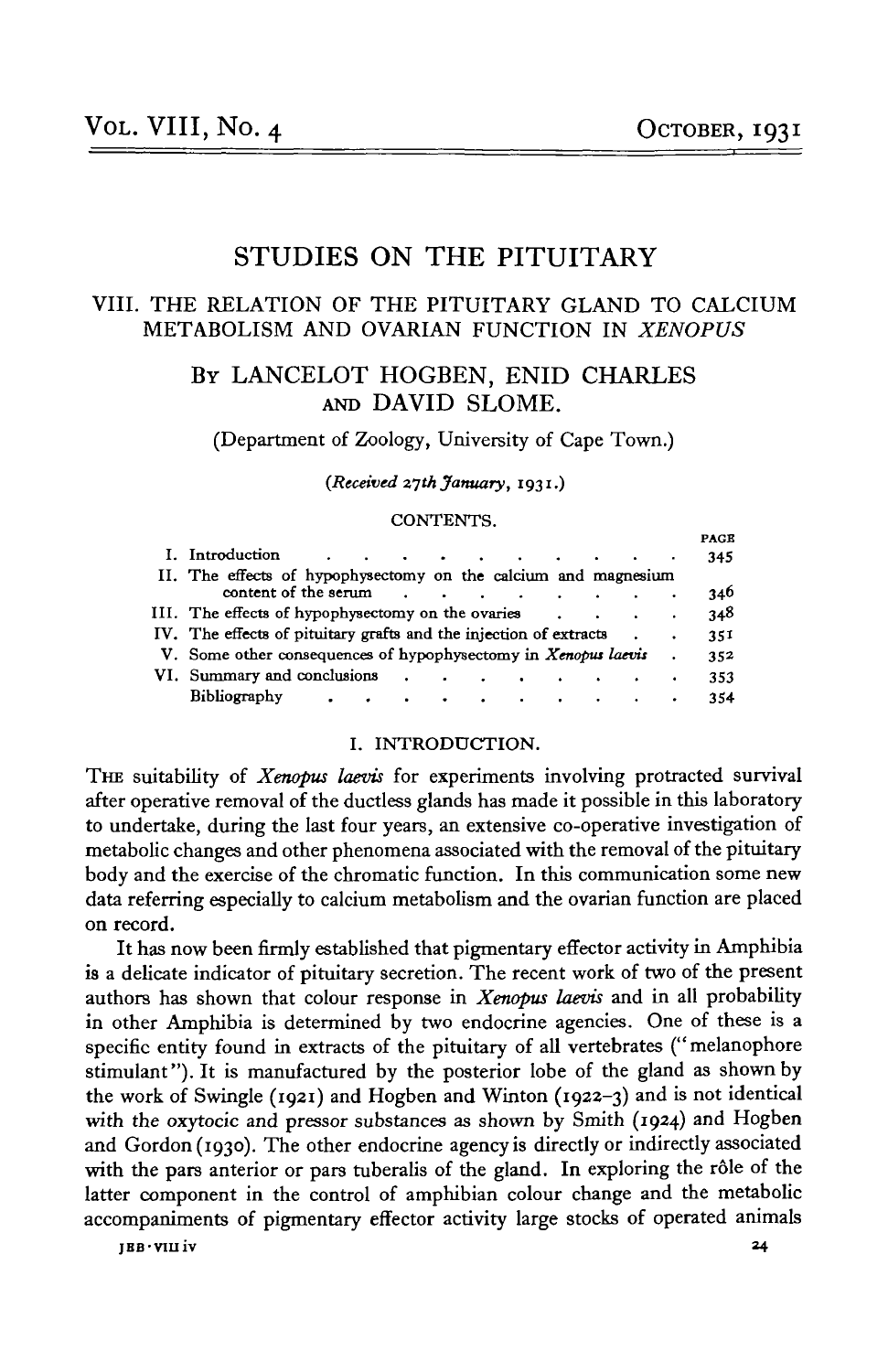# STUDIES ON THE PITUITARY

## VIII. THE RELATION OF THE PITUITARY GLAND TO CALCIUM METABOLISM AND OVARIAN FUNCTION IN *XENOPUS*

BY LANCELOT HOGBEN, ENID CHARLES AND DAVID SLOME.

(Department of Zoology, University of Cape Town.)

(*Received 27th January*, 1931.)

CONTENTS.

| | | PAGE |
|---|---|---|
| I. | Introduction | 345 |
| II. | The effects of hypophysectomy on the calcium and magnesium content of the serum | 346 |
| III. | The effects of hypophysectomy on the ovaries | 348 |
| IV. | The effects of pituitary grafts and the injection of extracts | 351 |
| V. | Some other consequences of hypophysectomy in *Xenopus laevis* | 352 |
| VI. | Summary and conclusions | 353 |
| | Bibliography | 354 |

### I. INTRODUCTION.

THE suitability of *Xenopus laevis* for experiments involving protracted survival after operative removal of the ductless glands has made it possible in this laboratory to undertake, during the last four years, an extensive co-operative investigation of metabolic changes and other phenomena associated with the removal of the pituitary body and the exercise of the chromatic function. In this communication some new data referring especially to calcium metabolism and the ovarian function are placed on record.

It has now been firmly established that pigmentary effector activity in Amphibia is a delicate indicator of pituitary secretion. The recent work of two of the present authors has shown that colour response in *Xenopus laevis* and in all probability in other Amphibia is determined by two endocrine agencies. One of these is a specific entity found in extracts of the pituitary of all vertebrates ("melanophore stimulant"). It is manufactured by the posterior lobe of the gland as shown by the work of Swingle (1921) and Hogben and Winton (1922–3) and is not identical with the oxytocic and pressor substances as shown by Smith (1924) and Hogben and Gordon (1930). The other endocrine agency is directly or indirectly associated with the pars anterior or pars tuberalis of the gland. In exploring the rôle of the latter component in the control of amphibian colour change and the metabolic accompaniments of pigmentary effector activity large stocks of operated animals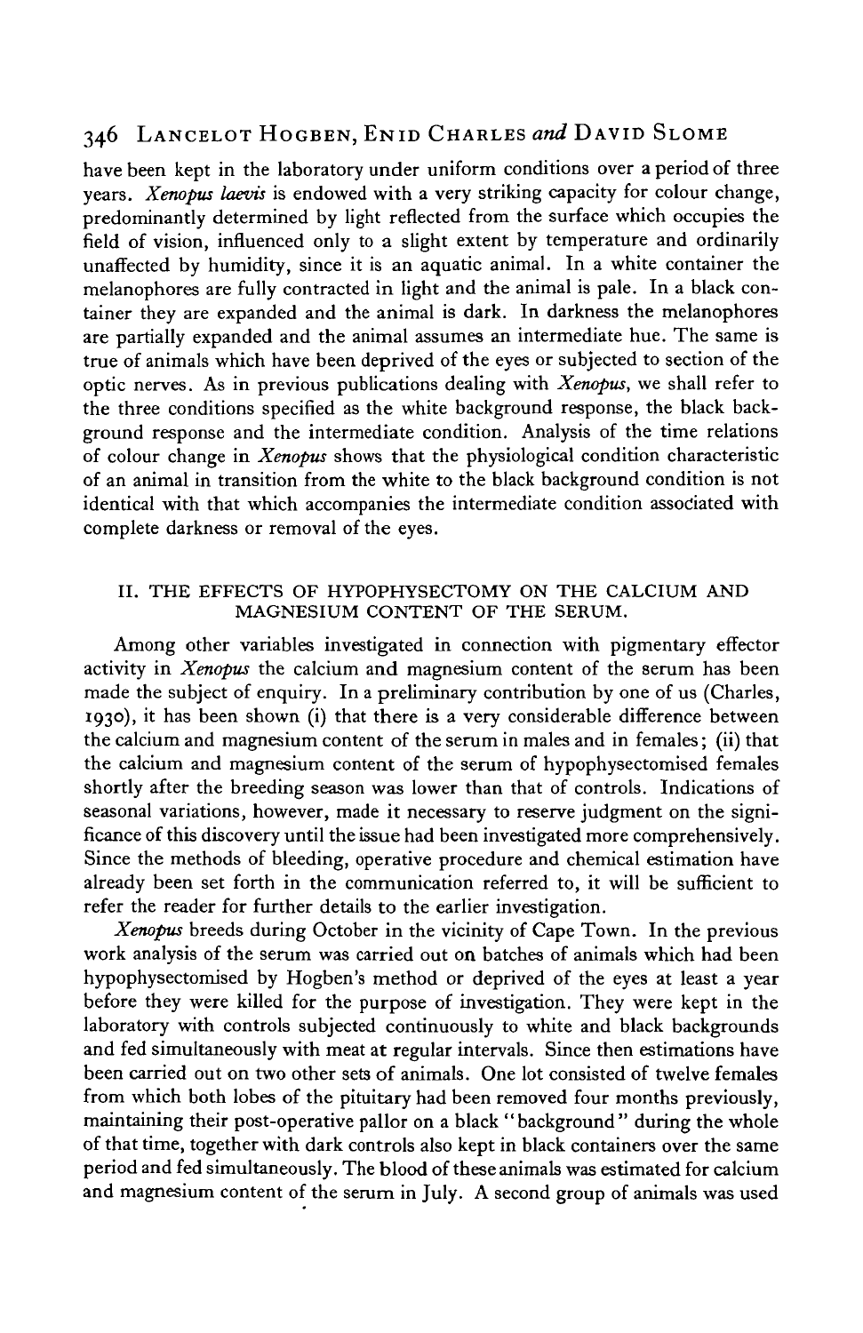have been kept in the laboratory under uniform conditions over a period of three years. *Xenopus laevis* is endowed with a very striking capacity for colour change, predominantly determined by light reflected from the surface which occupies the field of vision, influenced only to a slight extent by temperature and ordinarily unaffected by humidity, since it is an aquatic animal. In a white container the melanophores are fully contracted in light and the animal is pale. In a black container they are expanded and the animal is dark. In darkness the melanophores are partially expanded and the animal assumes an intermediate hue. The same is true of animals which have been deprived of the eyes or subjected to section of the optic nerves. As in previous publications dealing with *Xenopus*, we shall refer to the three conditions specified as the white background response, the black background response and the intermediate condition. Analysis of the time relations of colour change in *Xenopus* shows that the physiological condition characteristic of an animal in transition from the white to the black background condition is not identical with that which accompanies the intermediate condition associated with complete darkness or removal of the eyes.

## II. THE EFFECTS OF HYPOPHYSECTOMY ON THE CALCIUM AND MAGNESIUM CONTENT OF THE SERUM.

Among other variables investigated in connection with pigmentary effector activity in *Xenopus* the calcium and magnesium content of the serum has been made the subject of enquiry. In a preliminary contribution by one of us (Charles, 1930), it has been shown (i) that there is a very considerable difference between the calcium and magnesium content of the serum in males and in females; (ii) that the calcium and magnesium content of the serum of hypophysectomised females shortly after the breeding season was lower than that of controls. Indications of seasonal variations, however, made it necessary to reserve judgment on the significance of this discovery until the issue had been investigated more comprehensively. Since the methods of bleeding, operative procedure and chemical estimation have already been set forth in the communication referred to, it will be sufficient to refer the reader for further details to the earlier investigation.

*Xenopus* breeds during October in the vicinity of Cape Town. In the previous work analysis of the serum was carried out on batches of animals which had been hypophysectomised by Hogben's method or deprived of the eyes at least a year before they were killed for the purpose of investigation. They were kept in the laboratory with controls subjected continuously to white and black backgrounds and fed simultaneously with meat at regular intervals. Since then estimations have been carried out on two other sets of animals. One lot consisted of twelve females from which both lobes of the pituitary had been removed four months previously, maintaining their post-operative pallor on a black "background" during the whole of that time, together with dark controls also kept in black containers over the same period and fed simultaneously. The blood of these animals was estimated for calcium and magnesium content of the serum in July. A second group of animals was used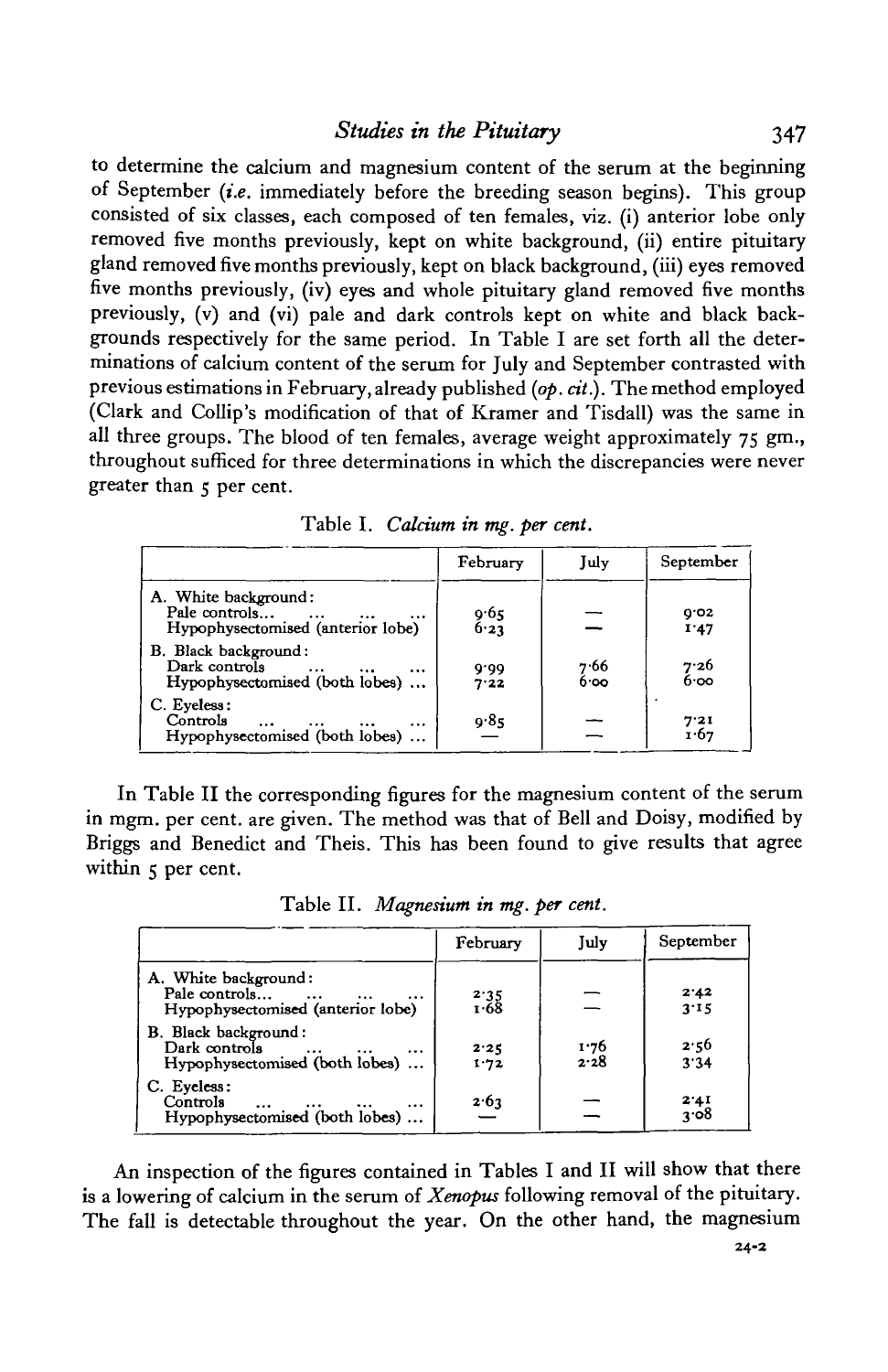to determine the calcium and magnesium content of the serum at the beginning of September (*i.e.* immediately before the breeding season begins). This group consisted of six classes, each composed of ten females, viz. (i) anterior lobe only removed five months previously, kept on white background, (ii) entire pituitary gland removed five months previously, kept on black background, (iii) eyes removed five months previously, (iv) eyes and whole pituitary gland removed five months previously, (v) and (vi) pale and dark controls kept on white and black backgrounds respectively for the same period. In Table I are set forth all the determinations of calcium content of the serum for July and September contrasted with previous estimations in February, already published (*op. cit.*). The method employed (Clark and Collip's modification of that of Kramer and Tisdall) was the same in all three groups. The blood of ten females, average weight approximately 75 gm., throughout sufficed for three determinations in which the discrepancies were never greater than 5 per cent.

Table I. *Calcium in mg. per cent.*

| | February | July | September |
|---|---|---|---|
| A. White background: | | | |
| Pale controls... | 9·65 | — | 9·02 |
| Hypophysectomised (anterior lobe) | 6·23 | — | 1·47 |
| B. Black background: | | | |
| Dark controls | 9·99 | 7·66 | 7·26 |
| Hypophysectomised (both lobes) ... | 7·22 | 6·00 | 6·00 |
| C. Eyeless: | | | |
| Controls | 9·85 | — | 7·21 |
| Hypophysectomised (both lobes) ... | — | — | 1·67 |

In Table II the corresponding figures for the magnesium content of the serum in mgm. per cent. are given. The method was that of Bell and Doisy, modified by Briggs and Benedict and Theis. This has been found to give results that agree within 5 per cent.

Table II. *Magnesium in mg. per cent.*

| | February | July | September |
|---|---|---|---|
| A. White background: | | | |
| Pale controls... | 2·35 | — | 2·42 |
| Hypophysectomised (anterior lobe) | 1·68 | — | 3·15 |
| B. Black background: | | | |
| Dark controls | 2·25 | 1·76 | 2·56 |
| Hypophysectomised (both lobes) ... | 1·72 | 2·28 | 3·34 |
| C. Eyeless: | | | |
| Controls | 2·63 | — | 2·41 |
| Hypophysectomised (both lobes) ... | — | — | 3·08 |

An inspection of the figures contained in Tables I and II will show that there is a lowering of calcium in the serum of *Xenopus* following removal of the pituitary. The fall is detectable throughout the year. On the other hand, the magnesium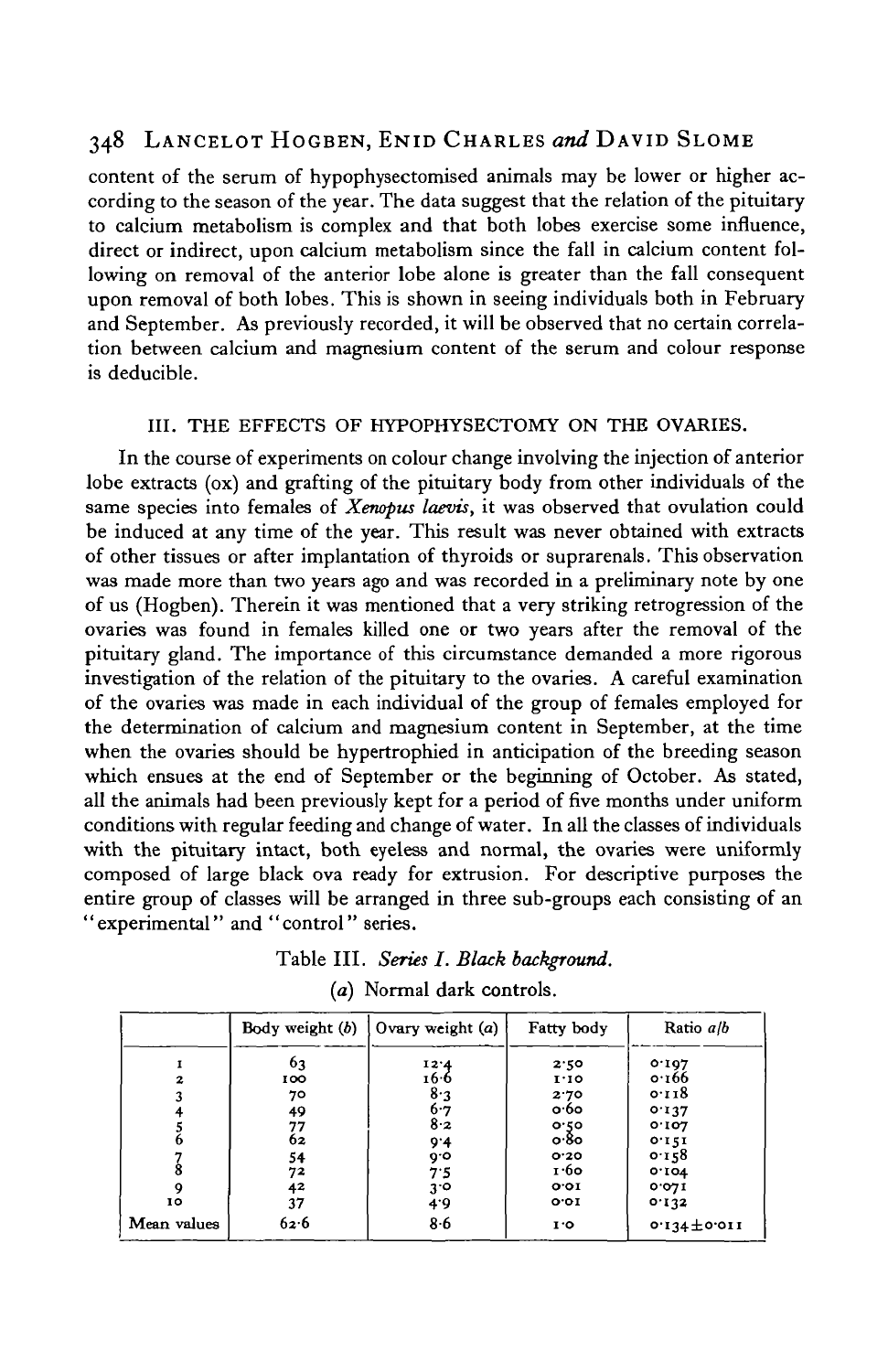content of the serum of hypophysectomised animals may be lower or higher according to the season of the year. The data suggest that the relation of the pituitary to calcium metabolism is complex and that both lobes exercise some influence, direct or indirect, upon calcium metabolism since the fall in calcium content following on removal of the anterior lobe alone is greater than the fall consequent upon removal of both lobes. This is shown in seeing individuals both in February and September. As previously recorded, it will be observed that no certain correlation between calcium and magnesium content of the serum and colour response is deducible.

## III. THE EFFECTS OF HYPOPHYSECTOMY ON THE OVARIES.

In the course of experiments on colour change involving the injection of anterior lobe extracts (ox) and grafting of the pituitary body from other individuals of the same species into females of *Xenopus laevis*, it was observed that ovulation could be induced at any time of the year. This result was never obtained with extracts of other tissues or after implantation of thyroids or suprarenals. This observation was made more than two years ago and was recorded in a preliminary note by one of us (Hogben). Therein it was mentioned that a very striking retrogression of the ovaries was found in females killed one or two years after the removal of the pituitary gland. The importance of this circumstance demanded a more rigorous investigation of the relation of the pituitary to the ovaries. A careful examination of the ovaries was made in each individual of the group of females employed for the determination of calcium and magnesium content in September, at the time when the ovaries should be hypertrophied in anticipation of the breeding season which ensues at the end of September or the beginning of October. As stated, all the animals had been previously kept for a period of five months under uniform conditions with regular feeding and change of water. In all the classes of individuals with the pituitary intact, both eyeless and normal, the ovaries were uniformly composed of large black ova ready for extrusion. For descriptive purposes the entire group of classes will be arranged in three sub-groups each consisting of an "experimental" and "control" series.

Table III. *Series I. Black background.*

(*a*) Normal dark controls.

| | Body weight (*b*) | Ovary weight (*a*) | Fatty body | Ratio *a*/*b* |
|---|---|---|---|---|
| 1 | 63 | 12·4 | 2·50 | 0·197 |
| 2 | 100 | 16·6 | 1·10 | 0·166 |
| 3 | 70 | 8·3 | 2·70 | 0·118 |
| 4 | 49 | 6·7 | 0·60 | 0·137 |
| 5 | 77 | 8·2 | 0·50 | 0·107 |
| 6 | 62 | 9·4 | 0·80 | 0·151 |
| 7 | 54 | 9·0 | 0·20 | 0·158 |
| 8 | 72 | 7·5 | 1·60 | 0·104 |
| 9 | 42 | 3·0 | 0·01 | 0·071 |
| 10 | 37 | 4·9 | 0·01 | 0·132 |
| Mean values | 62·6 | 8·6 | 1·0 | 0·134±0·011 |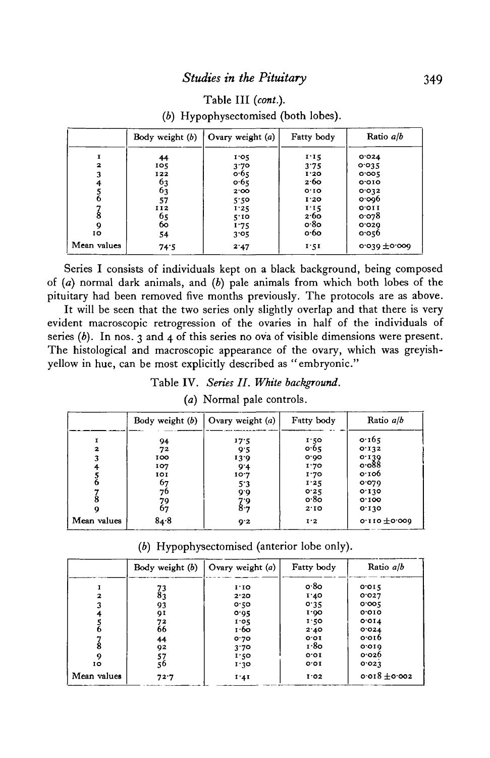Table III (*cont.*).

(*b*) Hypophysectomised (both lobes).

| | Body weight (*b*) | Ovary weight (*a*) | Fatty body | Ratio *a*/*b* |
|---|---|---|---|---|
| 1 | 44 | 1·05 | 1·15 | 0·024 |
| 2 | 105 | 3·70 | 3·75 | 0·035 |
| 3 | 122 | 0·65 | 1·20 | 0·005 |
| 4 | 63 | 0·65 | 2·60 | 0·010 |
| 5 | 63 | 2·00 | 0·10 | 0·032 |
| 6 | 57 | 5·50 | 1·20 | 0·096 |
| 7 | 112 | 1·25 | 1·15 | 0·011 |
| 8 | 65 | 5·10 | 2·60 | 0·078 |
| 9 | 60 | 1·75 | 0·80 | 0·029 |
| 10 | 54 | 3·05 | 0·60 | 0·056 |
| Mean values | 74·5 | 2·47 | 1·51 | 0·039 ± 0·009 |

Series I consists of individuals kept on a black background, being composed of (*a*) normal dark animals, and (*b*) pale animals from which both lobes of the pituitary had been removed five months previously. The protocols are as above.

It will be seen that the two series only slightly overlap and that there is very evident macroscopic retrogression of the ovaries in half of the individuals of series (*b*). In nos. 3 and 4 of this series no ova of visible dimensions were present. The histological and macroscopic appearance of the ovary, which was greyish-yellow in hue, can be most explicitly described as "embryonic."

Table IV. *Series II. White background.*

(*a*) Normal pale controls.

| | Body weight (*b*) | Ovary weight (*a*) | Fatty body | Ratio *a*/*b* |
|---|---|---|---|---|
| 1 | 94 | 17·5 | 1·50 | 0·165 |
| 2 | 72 | 9·5 | 0·65 | 0·132 |
| 3 | 100 | 13·9 | 0·90 | 0·139 |
| 4 | 107 | 9·4 | 1·70 | 0·088 |
| 5 | 101 | 10·7 | 1·70 | 0·106 |
| 6 | 67 | 5·3 | 1·25 | 0·079 |
| 7 | 76 | 9·9 | 0·25 | 0·130 |
| 8 | 79 | 7·9 | 0·80 | 0·100 |
| 9 | 67 | 8·7 | 2·10 | 0·130 |
| Mean values | 84·8 | 9·2 | 1·2 | 0·110 ± 0·009 |

(*b*) Hypophysectomised (anterior lobe only).

| | Body weight (*b*) | Ovary weight (*a*) | Fatty body | Ratio *a*/*b* |
|---|---|---|---|---|
| 1 | 73 | 1·10 | 0·80 | 0·015 |
| 2 | 83 | 2·20 | 1·40 | 0·027 |
| 3 | 93 | 0·50 | 0·35 | 0·005 |
| 4 | 91 | 0·95 | 1·90 | 0·010 |
| 5 | 72 | 1·05 | 1·50 | 0·014 |
| 6 | 66 | 1·60 | 2·40 | 0·024 |
| 7 | 44 | 0·70 | 0·01 | 0·016 |
| 8 | 92 | 3·70 | 1·80 | 0·019 |
| 9 | 57 | 1·50 | 0·01 | 0·026 |
| 10 | 56 | 1·30 | 0·01 | 0·023 |
| Mean values | 72·7 | 1·41 | 1·02 | 0·018 ± 0·002 |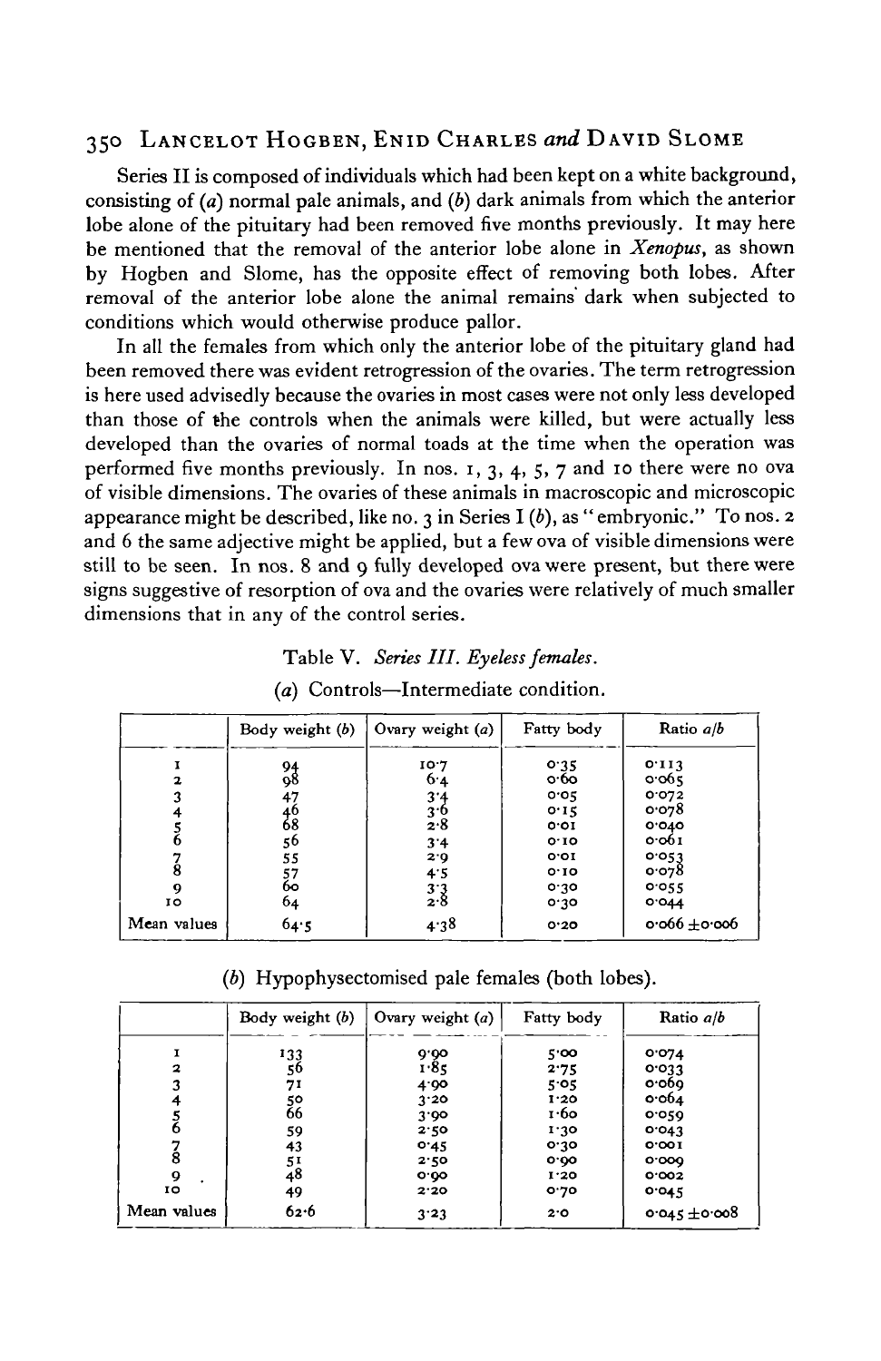Series II is composed of individuals which had been kept on a white background, consisting of (*a*) normal pale animals, and (*b*) dark animals from which the anterior lobe alone of the pituitary had been removed five months previously. It may here be mentioned that the removal of the anterior lobe alone in *Xenopus*, as shown by Hogben and Slome, has the opposite effect of removing both lobes. After removal of the anterior lobe alone the animal remains dark when subjected to conditions which would otherwise produce pallor.

In all the females from which only the anterior lobe of the pituitary gland had been removed there was evident retrogression of the ovaries. The term retrogression is here used advisedly because the ovaries in most cases were not only less developed than those of the controls when the animals were killed, but were actually less developed than the ovaries of normal toads at the time when the operation was performed five months previously. In nos. 1, 3, 4, 5, 7 and 10 there were no ova of visible dimensions. The ovaries of these animals in macroscopic and microscopic appearance might be described, like no. 3 in Series I (*b*), as "embryonic." To nos. 2 and 6 the same adjective might be applied, but a few ova of visible dimensions were still to be seen. In nos. 8 and 9 fully developed ova were present, but there were signs suggestive of resorption of ova and the ovaries were relatively of much smaller dimensions that in any of the control series.

Table V. *Series III. Eyeless females.*

(*a*) Controls—Intermediate condition.

| | Body weight (*b*) | Ovary weight (*a*) | Fatty body | Ratio *a*/*b* |
|---|---|---|---|---|
| 1 | 94 | 10·7 | 0·35 | 0·113 |
| 2 | 98 | 6·4 | 0·60 | 0·065 |
| 3 | 47 | 3·4 | 0·05 | 0·072 |
| 4 | 46 | 3·6 | 0·15 | 0·078 |
| 5 | 68 | 2·8 | 0·01 | 0·040 |
| 6 | 56 | 3·4 | 0·10 | 0·061 |
| 7 | 55 | 2·9 | 0·01 | 0·053 |
| 8 | 57 | 4·5 | 0·10 | 0·078 |
| 9 | 60 | 3·3 | 0·30 | 0·055 |
| 10 | 64 | 2·8 | 0·30 | 0·044 |
| Mean values | 64·5 | 4·38 | 0·20 | 0·066 ±0·006 |

(*b*) Hypophysectomised pale females (both lobes).

| | Body weight (*b*) | Ovary weight (*a*) | Fatty body | Ratio *a*/*b* |
|---|---|---|---|---|
| 1 | 133 | 9·90 | 5·00 | 0·074 |
| 2 | 56 | 1·85 | 2·75 | 0·033 |
| 3 | 71 | 4·90 | 5·05 | 0·069 |
| 4 | 50 | 3·20 | 1·20 | 0·064 |
| 5 | 66 | 3·90 | 1·60 | 0·059 |
| 6 | 59 | 2·50 | 1·30 | 0·043 |
| 7 | 43 | 0·45 | 0·30 | 0·001 |
| 8 | 51 | 2·50 | 0·90 | 0·009 |
| 9 | 48 | 0·90 | 1·20 | 0·002 |
| 10 | 49 | 2·20 | 0·70 | 0·045 |
| Mean values | 62·6 | 3·23 | 2·0 | 0·045 ±0·008 |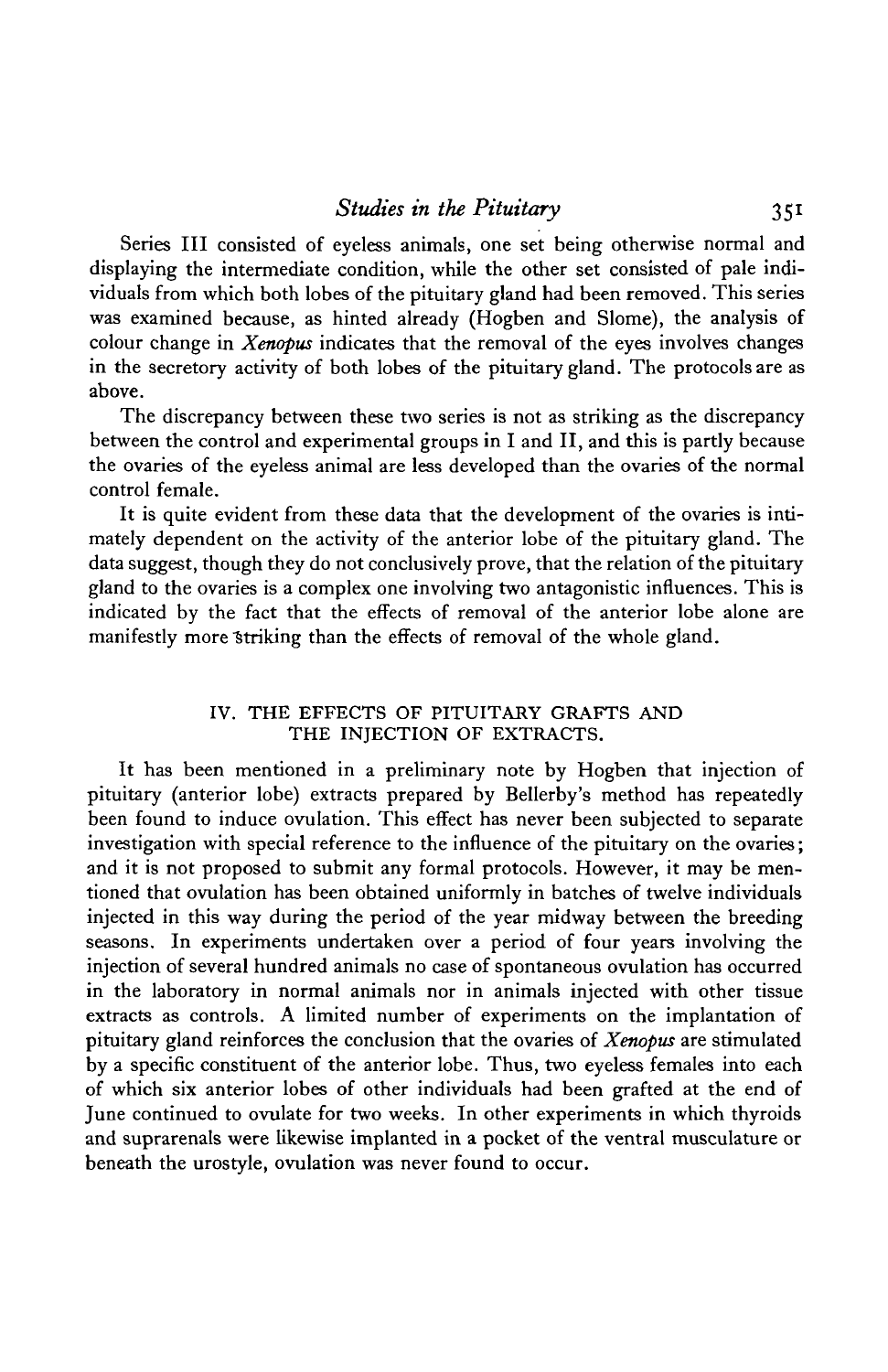Series III consisted of eyeless animals, one set being otherwise normal and displaying the intermediate condition, while the other set consisted of pale individuals from which both lobes of the pituitary gland had been removed. This series was examined because, as hinted already (Hogben and Slome), the analysis of colour change in *Xenopus* indicates that the removal of the eyes involves changes in the secretory activity of both lobes of the pituitary gland. The protocols are as above.

The discrepancy between these two series is not as striking as the discrepancy between the control and experimental groups in I and II, and this is partly because the ovaries of the eyeless animal are less developed than the ovaries of the normal control female.

It is quite evident from these data that the development of the ovaries is intimately dependent on the activity of the anterior lobe of the pituitary gland. The data suggest, though they do not conclusively prove, that the relation of the pituitary gland to the ovaries is a complex one involving two antagonistic influences. This is indicated by the fact that the effects of removal of the anterior lobe alone are manifestly more striking than the effects of removal of the whole gland.

## IV. THE EFFECTS OF PITUITARY GRAFTS AND THE INJECTION OF EXTRACTS.

It has been mentioned in a preliminary note by Hogben that injection of pituitary (anterior lobe) extracts prepared by Bellerby's method has repeatedly been found to induce ovulation. This effect has never been subjected to separate investigation with special reference to the influence of the pituitary on the ovaries; and it is not proposed to submit any formal protocols. However, it may be mentioned that ovulation has been obtained uniformly in batches of twelve individuals injected in this way during the period of the year midway between the breeding seasons. In experiments undertaken over a period of four years involving the injection of several hundred animals no case of spontaneous ovulation has occurred in the laboratory in normal animals nor in animals injected with other tissue extracts as controls. A limited number of experiments on the implantation of pituitary gland reinforces the conclusion that the ovaries of *Xenopus* are stimulated by a specific constituent of the anterior lobe. Thus, two eyeless females into each of which six anterior lobes of other individuals had been grafted at the end of June continued to ovulate for two weeks. In other experiments in which thyroids and suprarenals were likewise implanted in a pocket of the ventral musculature or beneath the urostyle, ovulation was never found to occur.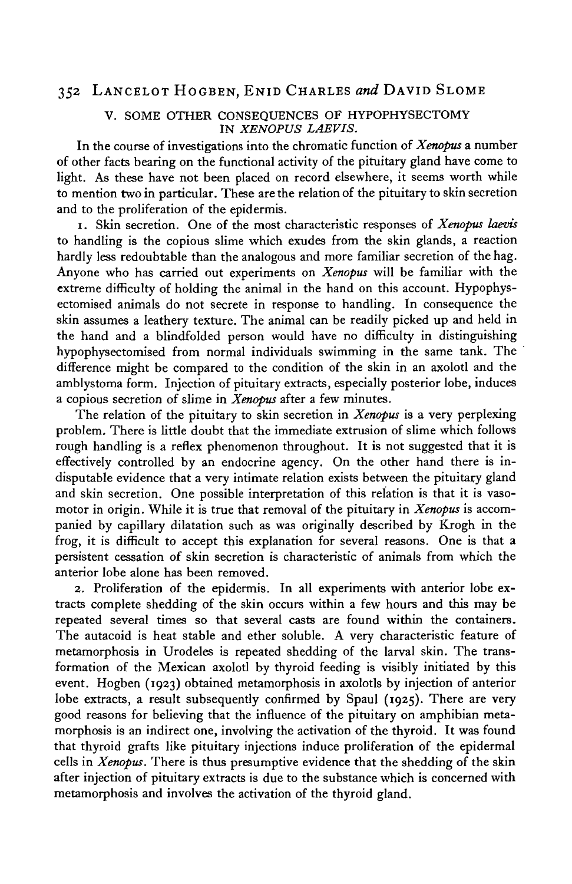## V. SOME OTHER CONSEQUENCES OF HYPOPHYSECTOMY IN *XENOPUS LAEVIS*.

In the course of investigations into the chromatic function of *Xenopus* a number of other facts bearing on the functional activity of the pituitary gland have come to light. As these have not been placed on record elsewhere, it seems worth while to mention two in particular. These are the relation of the pituitary to skin secretion and to the proliferation of the epidermis.

1. Skin secretion. One of the most characteristic responses of *Xenopus laevis* to handling is the copious slime which exudes from the skin glands, a reaction hardly less redoubtable than the analogous and more familiar secretion of the hag. Anyone who has carried out experiments on *Xenopus* will be familiar with the extreme difficulty of holding the animal in the hand on this account. Hypophysectomised animals do not secrete in response to handling. In consequence the skin assumes a leathery texture. The animal can be readily picked up and held in the hand and a blindfolded person would have no difficulty in distinguishing hypophysectomised from normal individuals swimming in the same tank. The difference might be compared to the condition of the skin in an axolotl and the amblystoma form. Injection of pituitary extracts, especially posterior lobe, induces a copious secretion of slime in *Xenopus* after a few minutes.

The relation of the pituitary to skin secretion in *Xenopus* is a very perplexing problem. There is little doubt that the immediate extrusion of slime which follows rough handling is a reflex phenomenon throughout. It is not suggested that it is effectively controlled by an endocrine agency. On the other hand there is indisputable evidence that a very intimate relation exists between the pituitary gland and skin secretion. One possible interpretation of this relation is that it is vasomotor in origin. While it is true that removal of the pituitary in *Xenopus* is accompanied by capillary dilatation such as was originally described by Krogh in the frog, it is difficult to accept this explanation for several reasons. One is that a persistent cessation of skin secretion is characteristic of animals from which the anterior lobe alone has been removed.

2. Proliferation of the epidermis. In all experiments with anterior lobe extracts complete shedding of the skin occurs within a few hours and this may be repeated several times so that several casts are found within the containers. The autacoid is heat stable and ether soluble. A very characteristic feature of metamorphosis in Urodeles is repeated shedding of the larval skin. The transformation of the Mexican axolotl by thyroid feeding is visibly initiated by this event. Hogben (1923) obtained metamorphosis in axolotls by injection of anterior lobe extracts, a result subsequently confirmed by Spaul (1925). There are very good reasons for believing that the influence of the pituitary on amphibian metamorphosis is an indirect one, involving the activation of the thyroid. It was found that thyroid grafts like pituitary injections induce proliferation of the epidermal cells in *Xenopus*. There is thus presumptive evidence that the shedding of the skin after injection of pituitary extracts is due to the substance which is concerned with metamorphosis and involves the activation of the thyroid gland.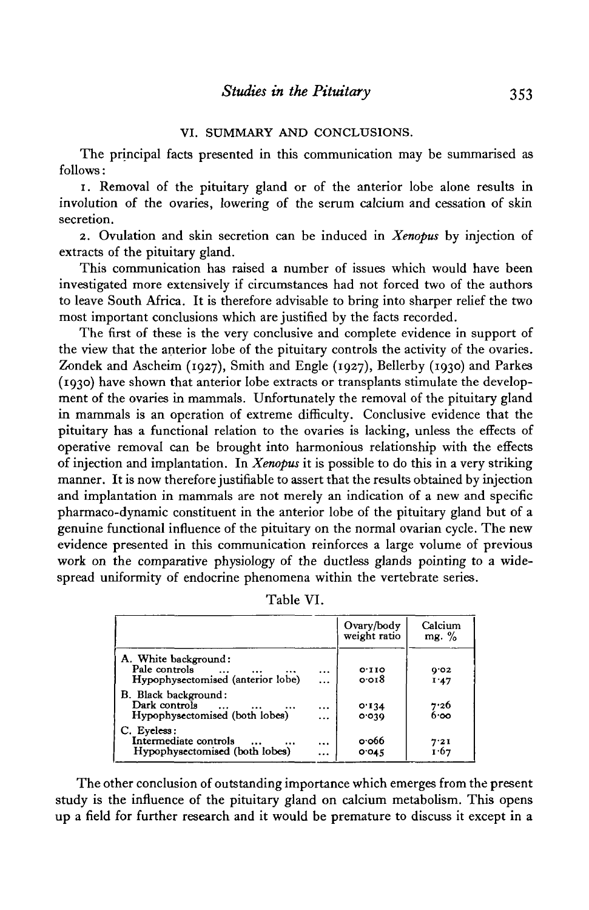## VI. SUMMARY AND CONCLUSIONS.

The principal facts presented in this communication may be summarised as follows:

1. Removal of the pituitary gland or of the anterior lobe alone results in involution of the ovaries, lowering of the serum calcium and cessation of skin secretion.

2. Ovulation and skin secretion can be induced in *Xenopus* by injection of extracts of the pituitary gland.

This communication has raised a number of issues which would have been investigated more extensively if circumstances had not forced two of the authors to leave South Africa. It is therefore advisable to bring into sharper relief the two most important conclusions which are justified by the facts recorded.

The first of these is the very conclusive and complete evidence in support of the view that the anterior lobe of the pituitary controls the activity of the ovaries. Zondek and Ascheim (1927), Smith and Engle (1927), Bellerby (1930) and Parkes (1930) have shown that anterior lobe extracts or transplants stimulate the development of the ovaries in mammals. Unfortunately the removal of the pituitary gland in mammals is an operation of extreme difficulty. Conclusive evidence that the pituitary has a functional relation to the ovaries is lacking, unless the effects of operative removal can be brought into harmonious relationship with the effects of injection and implantation. In *Xenopus* it is possible to do this in a very striking manner. It is now therefore justifiable to assert that the results obtained by injection and implantation in mammals are not merely an indication of a new and specific pharmaco-dynamic constituent in the anterior lobe of the pituitary gland but of a genuine functional influence of the pituitary on the normal ovarian cycle. The new evidence presented in this communication reinforces a large volume of previous work on the comparative physiology of the ductless glands pointing to a widespread uniformity of endocrine phenomena within the vertebrate series.

Table VI.

| | Ovary/body weight ratio | Calcium mg. % |
|---|---|---|
| A. White background: | | |
| Pale controls ... ... ... ... | 0·110 | 9·02 |
| Hypophysectomised (anterior lobe) ... | 0·018 | 1·47 |
| B. Black background: | | |
| Dark controls ... ... ... ... | 0·134 | 7·26 |
| Hypophysectomised (both lobes) ... | 0·039 | 6·00 |
| C. Eyeless: | | |
| Intermediate controls ... ... ... | 0·066 | 7·21 |
| Hypophysectomised (both lobes) ... | 0·045 | 1·67 |

The other conclusion of outstanding importance which emerges from the present study is the influence of the pituitary gland on calcium metabolism. This opens up a field for further research and it would be premature to discuss it except in a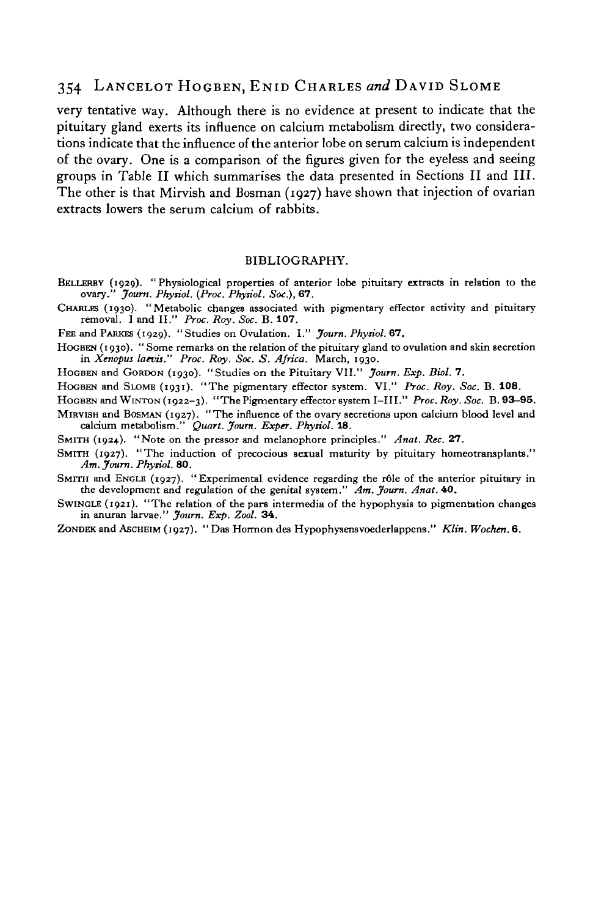very tentative way. Although there is no evidence at present to indicate that the pituitary gland exerts its influence on calcium metabolism directly, two considerations indicate that the influence of the anterior lobe on serum calcium is independent of the ovary. One is a comparison of the figures given for the eyeless and seeing groups in Table II which summarises the data presented in Sections II and III. The other is that Mirvish and Bosman (1927) have shown that injection of ovarian extracts lowers the serum calcium of rabbits.

## BIBLIOGRAPHY.

BELLERBY (1929). "Physiological properties of anterior lobe pituitary extracts in relation to the ovary." *Journ. Physiol.* (*Proc. Physiol. Soc.*), **67**.

CHARLES (1930). "Metabolic changes associated with pigmentary effector activity and pituitary removal. I and II." *Proc. Roy. Soc.* B. **107**.

FEE and PARKES (1929). "Studies on Ovulation. I." *Journ. Physiol.* **67**.

HOGBEN (1930). "Some remarks on the relation of the pituitary gland to ovulation and skin secretion in *Xenopus laevis*." *Proc. Roy. Soc. S. Africa.* March, 1930.

HOGBEN and GORDON (1930). "Studies on the Pituitary VII." *Journ. Exp. Biol.* **7**.

HOGBEN and SLOME (1931). "The pigmentary effector system. VI." *Proc. Roy. Soc.* B. **108**.

HOGBEN and WINTON (1922–3). "The Pigmentary effector system I–III." *Proc. Roy. Soc.* B. **93–95**.

MIRVISH and BOSMAN (1927). "The influence of the ovary secretions upon calcium blood level and calcium metabolism." *Quart. Journ. Exper. Physiol.* **18**.

SMITH (1924). "Note on the pressor and melanophore principles." *Anat. Rec.* **27**.

SMITH (1927). "The induction of precocious sexual maturity by pituitary homeotransplants." *Am. Journ. Physiol.* **80**.

SMITH and ENGLE (1927). "Experimental evidence regarding the rôle of the anterior pituitary in the development and regulation of the genital system." *Am. Journ. Anat.* **40**.

SWINGLE (1921). "The relation of the pars intermedia of the hypophysis to pigmentation changes in anuran larvae." *Journ. Exp. Zool.* **34**.

ZONDEK and ASCHEIM (1927). "Das Hormon des Hypophysensvoederlappens." *Klin. Wochen.* **6**.